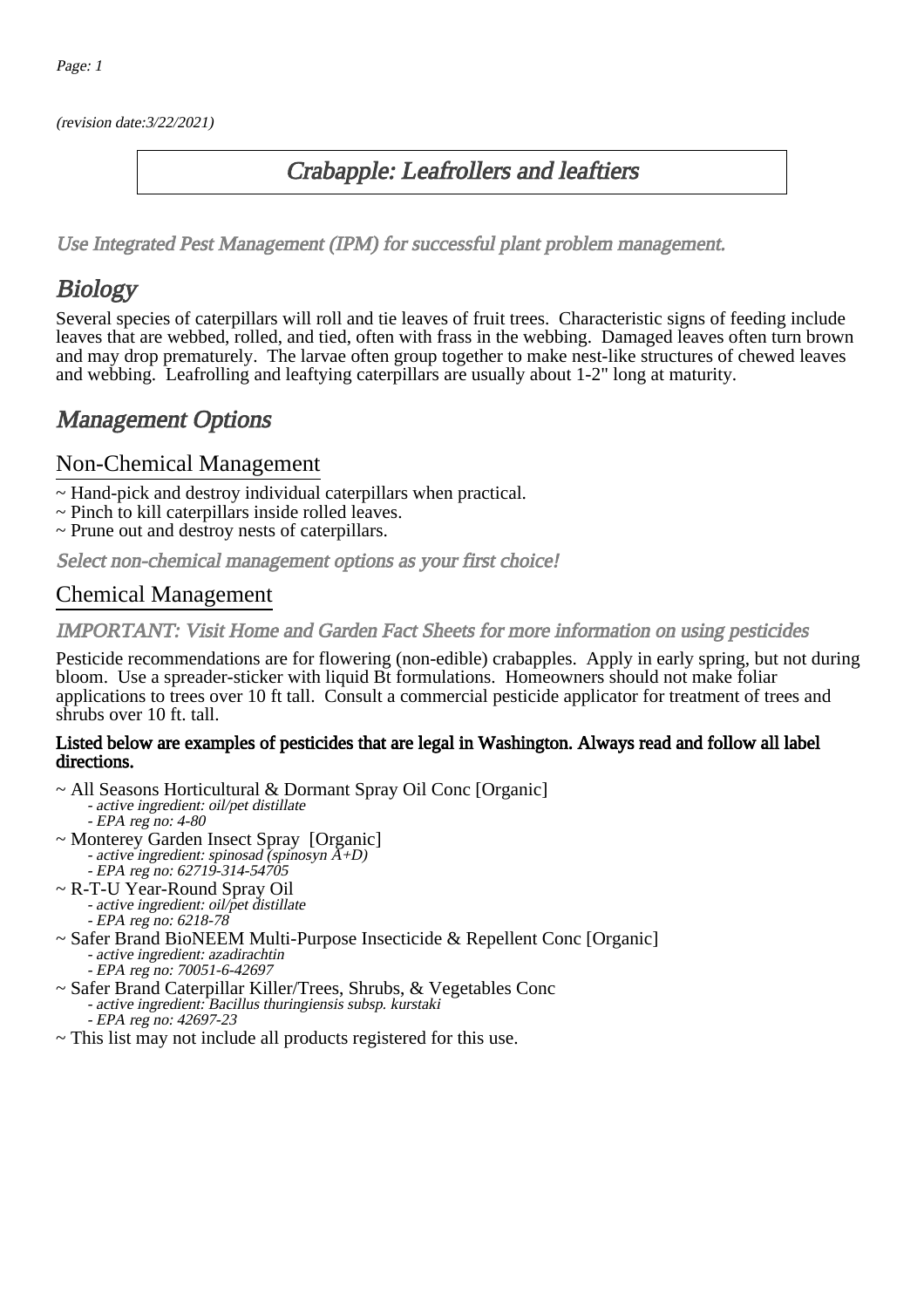(revision date:3/22/2021)

# Crabapple: Leafrollers and leaftiers

*Use Integrated Pest Management (IPM) for successful plant problem management.*

## Biology

Several species of caterpillars will roll and tie leaves of fruit trees. Characteristic signs of feeding include leaves that are webbed, rolled, and tied, often with frass in the webbing. Damaged leaves often turn brown and may drop prematurely. The larvae often group together to make nest-like structures of chewed leaves and webbing. Leafrolling and leaftying caterpillars are usually about 1-2" long at maturity.

## Management Options

### Non-Chemical Management

~ Hand-pick and destroy individual caterpillars when practical.
~ Pinch to kill caterpillars inside rolled leaves.
~ Prune out and destroy nests of caterpillars.

*Select non-chemical management options as your first choice!*

### Chemical Management

*IMPORTANT: Visit Home and Garden Fact Sheets for more information on using pesticides*

Pesticide recommendations are for flowering (non-edible) crabapples. Apply in early spring, but not during bloom. Use a spreader-sticker with liquid Bt formulations. Homeowners should not make foliar applications to trees over 10 ft tall. Consult a commercial pesticide applicator for treatment of trees and shrubs over 10 ft. tall.

**Listed below are examples of pesticides that are legal in Washington. Always read and follow all label directions.**

~ All Seasons Horticultural & Dormant Spray Oil Conc [Organic]
 - *active ingredient: oil/pet distillate*
 - *EPA reg no: 4-80*

~ Monterey Garden Insect Spray [Organic]
 - *active ingredient: spinosad (spinosyn A+D)*
 - *EPA reg no: 62719-314-54705*

~ R-T-U Year-Round Spray Oil
 - *active ingredient: oil/pet distillate*
 - *EPA reg no: 6218-78*

~ Safer Brand BioNEEM Multi-Purpose Insecticide & Repellent Conc [Organic]
 - *active ingredient: azadirachtin*
 - *EPA reg no: 70051-6-42697*

~ Safer Brand Caterpillar Killer/Trees, Shrubs, & Vegetables Conc
 - *active ingredient: Bacillus thuringiensis subsp. kurstaki*
 - *EPA reg no: 42697-23*

~ This list may not include all products registered for this use.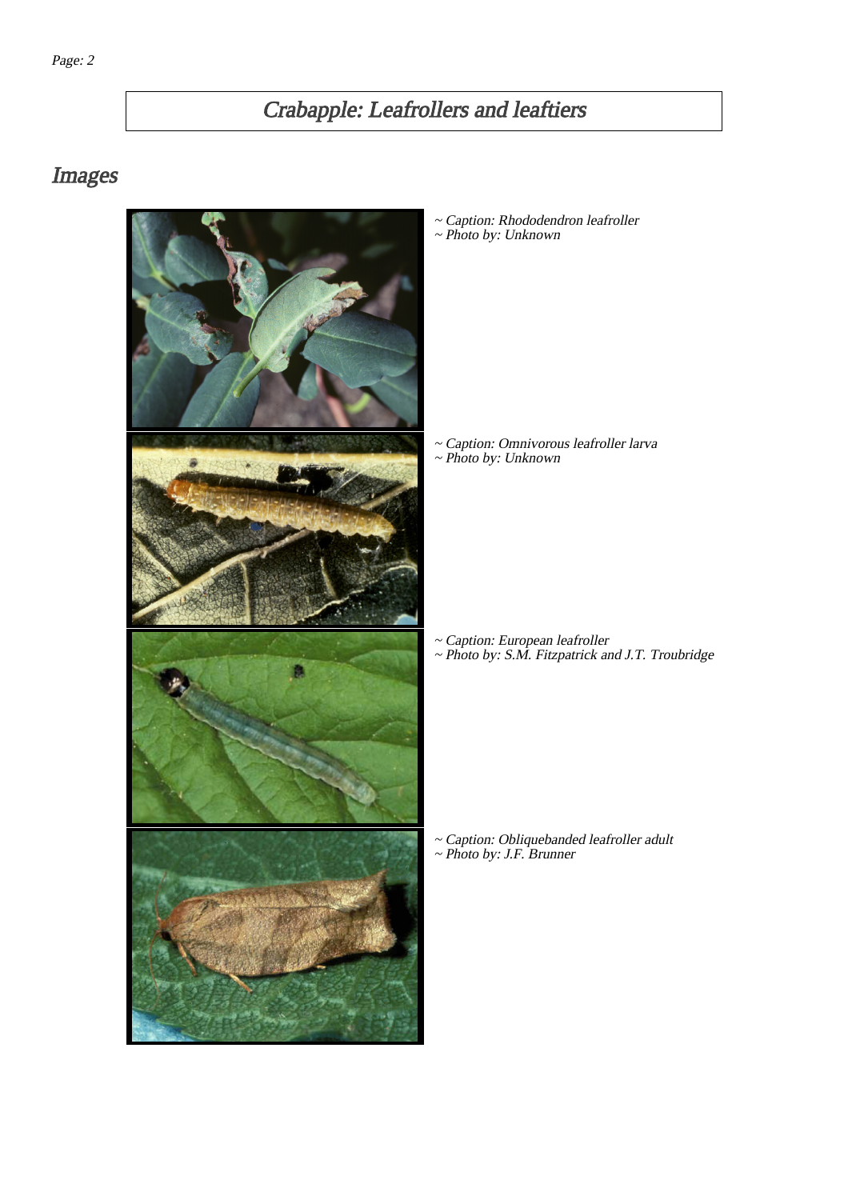# Crabapple: Leafrollers and leaftiers

## Images

~ Caption: Rhododendron leafroller
~ Photo by: Unknown

~ Caption: Omnivorous leafroller larva
~ Photo by: Unknown

~ Caption: European leafroller
~ Photo by: S.M. Fitzpatrick and J.T. Troubridge

~ Caption: Obliquebanded leafroller adult
~ Photo by: J.F. Brunner